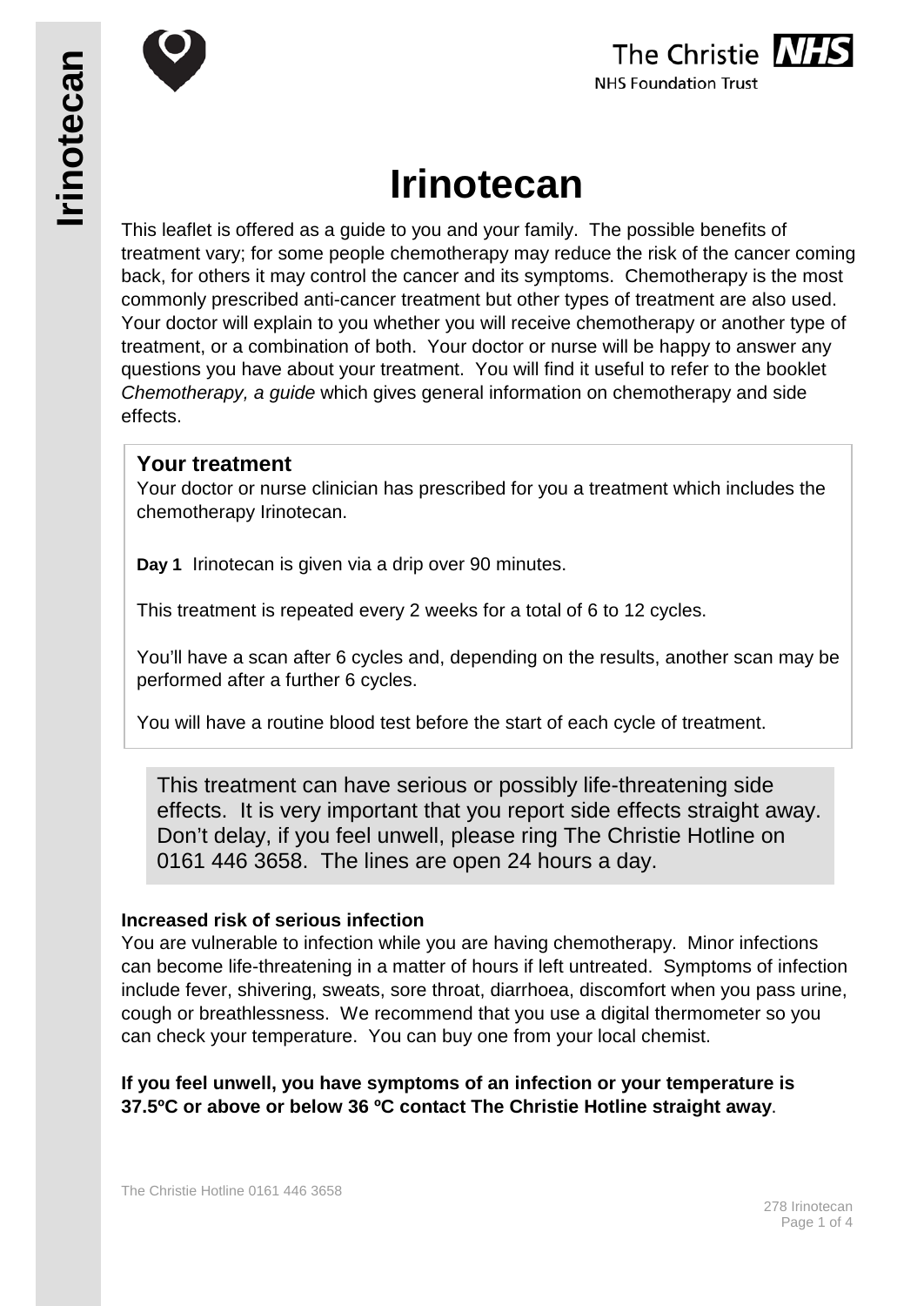# Irinotecan

This leaflet is offered as a guide to you and your family. The possible benefits of treatment vary; for some people chemotherapy may reduce the risk of the cancer coming back, for others it may control the cancer and its symptoms. Chemotherapy is the most commonly prescribed anti-cancer treatment but other types of treatment are also used. Your doctor will explain to you whether you will receive chemotherapy or another type of treatment, or a combination of both. Your doctor or nurse will be happy to answer any questions you have about your treatment. You will find it useful to refer to the booklet *Chemotherapy, a guide* which gives general information on chemotherapy and side effects.

## Your treatment

Your doctor or nurse clinician has prescribed for you a treatment which includes the chemotherapy Irinotecan.

**Day 1** Irinotecan is given via a drip over 90 minutes.

This treatment is repeated every 2 weeks for a total of 6 to 12 cycles.

You'll have a scan after 6 cycles and, depending on the results, another scan may be performed after a further 6 cycles.

You will have a routine blood test before the start of each cycle of treatment.

This treatment can have serious or possibly life-threatening side effects. It is very important that you report side effects straight away. Don't delay, if you feel unwell, please ring The Christie Hotline on 0161 446 3658. The lines are open 24 hours a day.

### Increased risk of serious infection

You are vulnerable to infection while you are having chemotherapy. Minor infections can become life-threatening in a matter of hours if left untreated. Symptoms of infection include fever, shivering, sweats, sore throat, diarrhoea, discomfort when you pass urine, cough or breathlessness. We recommend that you use a digital thermometer so you can check your temperature. You can buy one from your local chemist.

**If you feel unwell, you have symptoms of an infection or your temperature is 37.5ºC or above or below 36 ºC contact The Christie Hotline straight away**.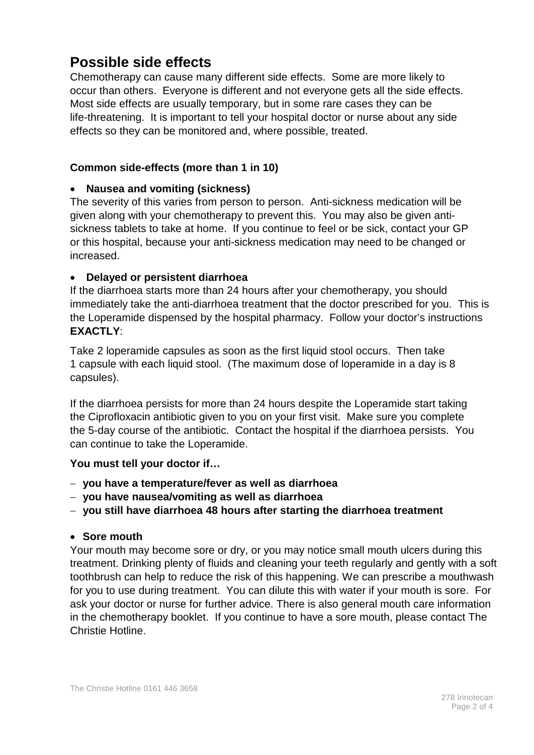## Possible side effects

Chemotherapy can cause many different side effects. Some are more likely to occur than others. Everyone is different and not everyone gets all the side effects. Most side effects are usually temporary, but in some rare cases they can be life-threatening. It is important to tell your hospital doctor or nurse about any side effects so they can be monitored and, where possible, treated.

### Common side-effects (more than 1 in 10)

- **Nausea and vomiting (sickness)**

The severity of this varies from person to person. Anti-sickness medication will be given along with your chemotherapy to prevent this. You may also be given anti-sickness tablets to take at home. If you continue to feel or be sick, contact your GP or this hospital, because your anti-sickness medication may need to be changed or increased.

- **Delayed or persistent diarrhoea**

If the diarrhoea starts more than 24 hours after your chemotherapy, you should immediately take the anti-diarrhoea treatment that the doctor prescribed for you. This is the Loperamide dispensed by the hospital pharmacy. Follow your doctor's instructions **EXACTLY**:

Take 2 loperamide capsules as soon as the first liquid stool occurs. Then take 1 capsule with each liquid stool. (The maximum dose of loperamide in a day is 8 capsules).

If the diarrhoea persists for more than 24 hours despite the Loperamide start taking the Ciprofloxacin antibiotic given to you on your first visit. Make sure you complete the 5-day course of the antibiotic. Contact the hospital if the diarrhoea persists. You can continue to take the Loperamide.

**You must tell your doctor if…**

- **you have a temperature/fever as well as diarrhoea**
- **you have nausea/vomiting as well as diarrhoea**
- **you still have diarrhoea 48 hours after starting the diarrhoea treatment**

- **Sore mouth**

Your mouth may become sore or dry, or you may notice small mouth ulcers during this treatment. Drinking plenty of fluids and cleaning your teeth regularly and gently with a soft toothbrush can help to reduce the risk of this happening. We can prescribe a mouthwash for you to use during treatment. You can dilute this with water if your mouth is sore. For ask your doctor or nurse for further advice. There is also general mouth care information in the chemotherapy booklet. If you continue to have a sore mouth, please contact The Christie Hotline.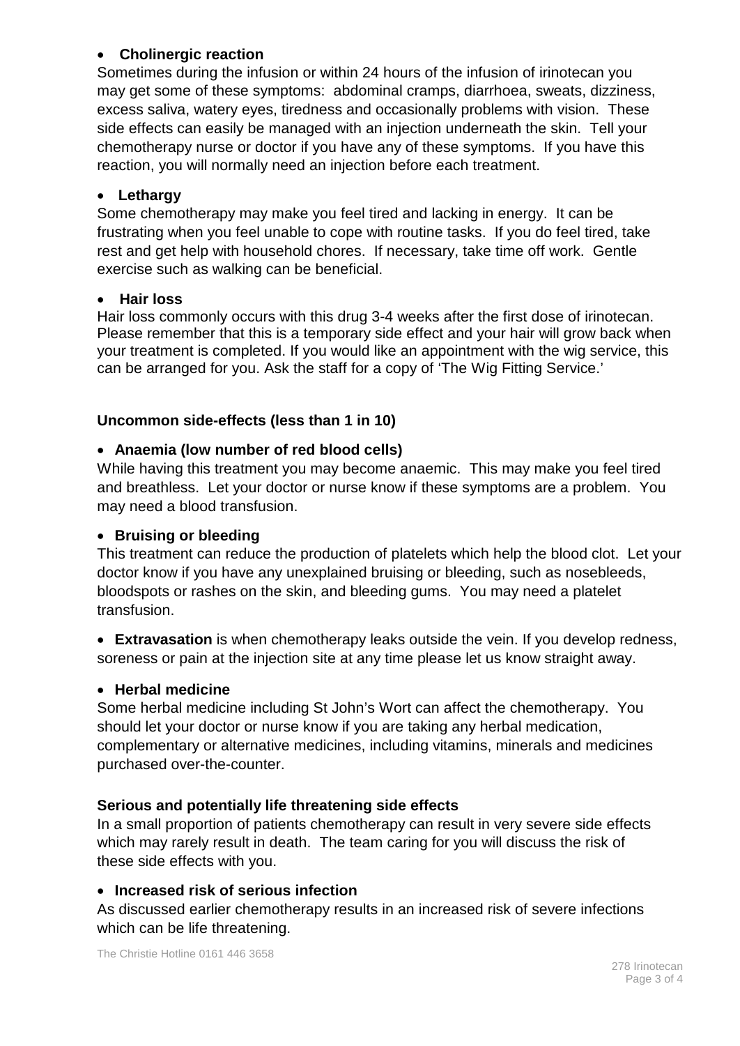- **Cholinergic reaction**

Sometimes during the infusion or within 24 hours of the infusion of irinotecan you may get some of these symptoms: abdominal cramps, diarrhoea, sweats, dizziness, excess saliva, watery eyes, tiredness and occasionally problems with vision. These side effects can easily be managed with an injection underneath the skin. Tell your chemotherapy nurse or doctor if you have any of these symptoms. If you have this reaction, you will normally need an injection before each treatment.

- **Lethargy**

Some chemotherapy may make you feel tired and lacking in energy. It can be frustrating when you feel unable to cope with routine tasks. If you do feel tired, take rest and get help with household chores. If necessary, take time off work. Gentle exercise such as walking can be beneficial.

- **Hair loss**

Hair loss commonly occurs with this drug 3-4 weeks after the first dose of irinotecan. Please remember that this is a temporary side effect and your hair will grow back when your treatment is completed. If you would like an appointment with the wig service, this can be arranged for you. Ask the staff for a copy of 'The Wig Fitting Service.'

**Uncommon side-effects (less than 1 in 10)**

- **Anaemia (low number of red blood cells)**

While having this treatment you may become anaemic. This may make you feel tired and breathless. Let your doctor or nurse know if these symptoms are a problem. You may need a blood transfusion.

- **Bruising or bleeding**

This treatment can reduce the production of platelets which help the blood clot. Let your doctor know if you have any unexplained bruising or bleeding, such as nosebleeds, bloodspots or rashes on the skin, and bleeding gums. You may need a platelet transfusion.

- **Extravasation** is when chemotherapy leaks outside the vein. If you develop redness, soreness or pain at the injection site at any time please let us know straight away.

- **Herbal medicine**

Some herbal medicine including St John's Wort can affect the chemotherapy. You should let your doctor or nurse know if you are taking any herbal medication, complementary or alternative medicines, including vitamins, minerals and medicines purchased over-the-counter.

**Serious and potentially life threatening side effects**

In a small proportion of patients chemotherapy can result in very severe side effects which may rarely result in death. The team caring for you will discuss the risk of these side effects with you.

- **Increased risk of serious infection**

As discussed earlier chemotherapy results in an increased risk of severe infections which can be life threatening.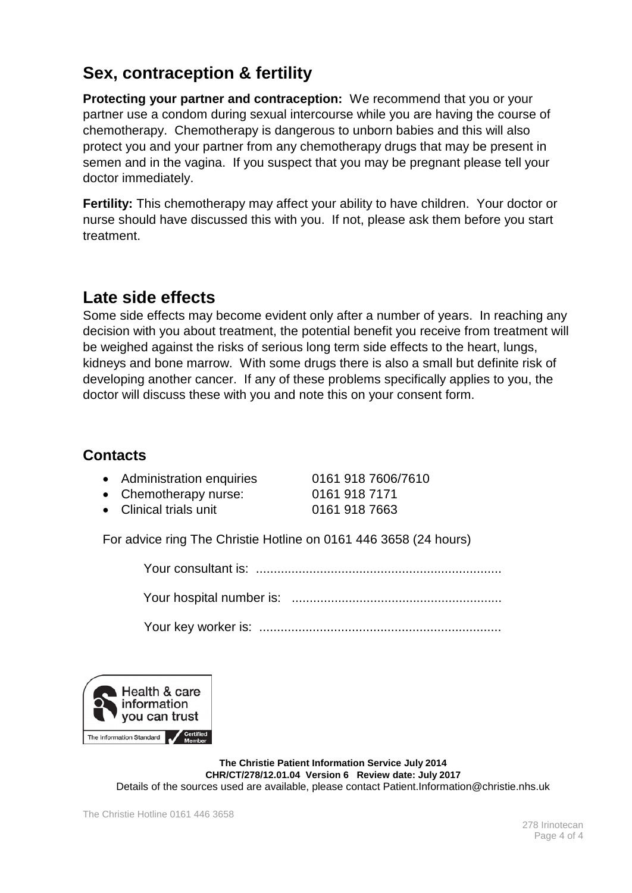## Sex, contraception & fertility

**Protecting your partner and contraception:** We recommend that you or your partner use a condom during sexual intercourse while you are having the course of chemotherapy. Chemotherapy is dangerous to unborn babies and this will also protect you and your partner from any chemotherapy drugs that may be present in semen and in the vagina. If you suspect that you may be pregnant please tell your doctor immediately.

**Fertility:** This chemotherapy may affect your ability to have children. Your doctor or nurse should have discussed this with you. If not, please ask them before you start treatment.

## Late side effects

Some side effects may become evident only after a number of years. In reaching any decision with you about treatment, the potential benefit you receive from treatment will be weighed against the risks of serious long term side effects to the heart, lungs, kidneys and bone marrow. With some drugs there is also a small but definite risk of developing another cancer. If any of these problems specifically applies to you, the doctor will discuss these with you and note this on your consent form.

### Contacts

- Administration enquiries 0161 918 7606/7610
- Chemotherapy nurse: 0161 918 7171
- Clinical trials unit 0161 918 7663

For advice ring The Christie Hotline on 0161 446 3658 (24 hours)

Your consultant is: ....................................................................

Your hospital number is: ..........................................................

Your key worker is: ...................................................................

Health & care information you can trust

The Information Standard Certified Member

**The Christie Patient Information Service July 2014**
**CHR/CT/278/12.01.04 Version 6 Review date: July 2017**
Details of the sources used are available, please contact Patient.Information@christie.nhs.uk